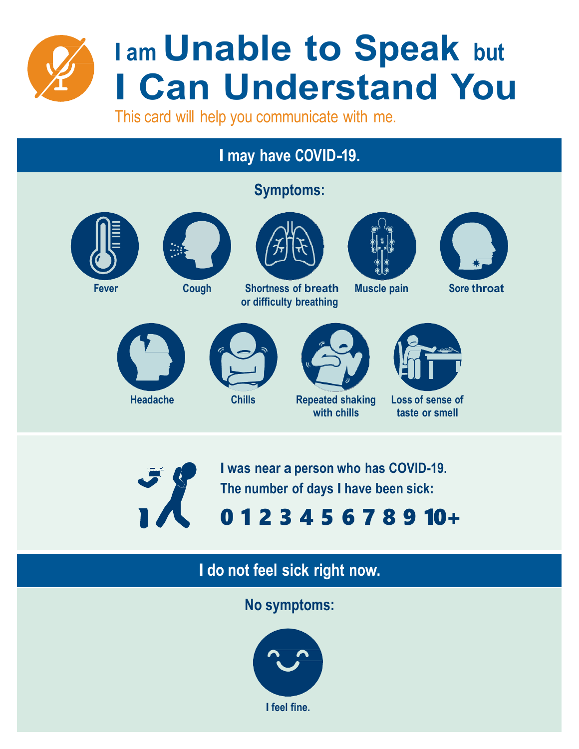# I am Unable to Speak but I Can Understand You

This card will help you communicate with me.

## I may have COVID-19.

**Symptoms:**

- Fever
- Cough
- Shortness of breath or difficulty breathing
- Muscle pain
- Sore throat
- Headache
- Chills
- Repeated shaking with chills
- Loss of sense of taste or smell

**I was near a person who has COVID-19.**

**The number of days I have been sick:**

**0 1 2 3 4 5 6 7 8 9 10+**

## I do not feel sick right now.

**No symptoms:**

I feel fine.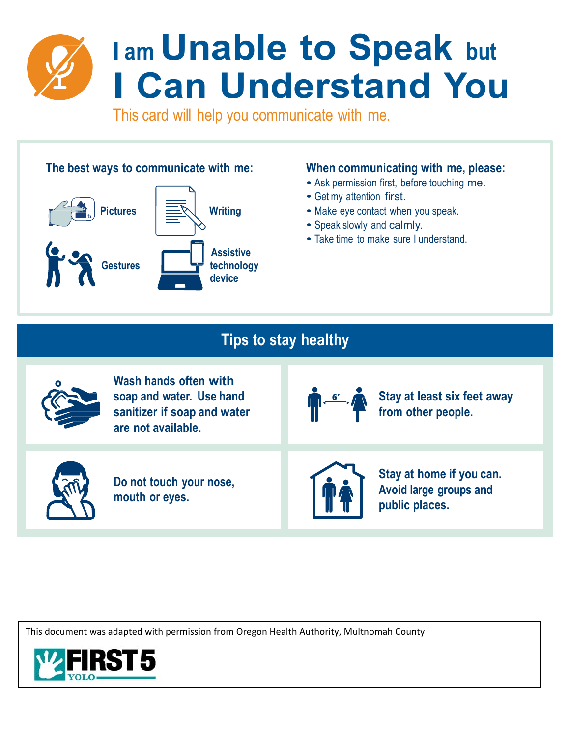# I am Unable to Speak but I Can Understand You

This card will help you communicate with me.

**The best ways to communicate with me:**

- Pictures
- Writing
- Gestures
- Assistive technology device

**When communicating with me, please:**

- Ask permission first, before touching me.
- Get my attention first.
- Make eye contact when you speak.
- Speak slowly and calmly.
- Take time to make sure I understand.

## Tips to stay healthy

**Wash hands often with soap and water. Use hand sanitizer if soap and water are not available.**

6′

**Stay at least six feet away from other people.**

**Do not touch your nose, mouth or eyes.**

**Stay at home if you can. Avoid large groups and public places.**

This document was adapted with permission from Oregon Health Authority, Multnomah County

FIRST 5 YOLO